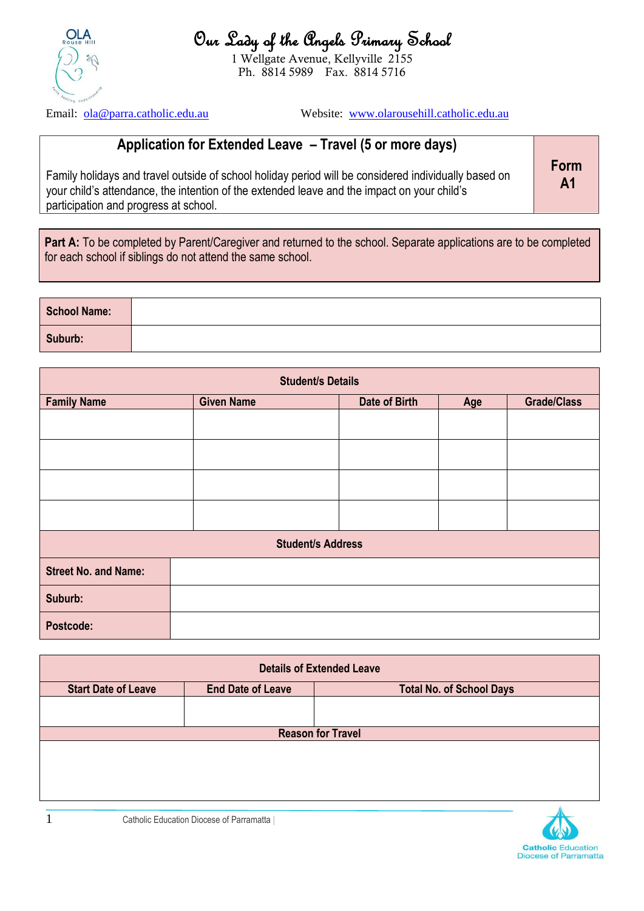# Our Lady of the Angels Primary School

1 Wellgate Avenue, Kellyville 2155
Ph. 8814 5989 Fax. 8814 5716

Email: ola@parra.catholic.edu.au Website: www.olarousehill.catholic.edu.au

## Application for Extended Leave – Travel (5 or more days)

**Form A1**

Family holidays and travel outside of school holiday period will be considered individually based on your child's attendance, the intention of the extended leave and the impact on your child's participation and progress at school.

**Part A:** To be completed by Parent/Caregiver and returned to the school. Separate applications are to be completed for each school if siblings do not attend the same school.

| | |
|---|---|
| **School Name:** | |
| **Suburb:** | |

| **Student/s Details** | | | | |
|---|---|---|---|---|
| **Family Name** | **Given Name** | **Date of Birth** | **Age** | **Grade/Class** |
| | | | | |
| | | | | |
| | | | | |
| | | | | |

| **Student/s Address** | |
|---|---|
| **Street No. and Name:** | |
| **Suburb:** | |
| **Postcode:** | |

| **Details of Extended Leave** | | |
|---|---|---|
| **Start Date of Leave** | **End Date of Leave** | **Total No. of School Days** |
| | | |
| **Reason for Travel** | | |
| | | |

Catholic Education Diocese of Parramatta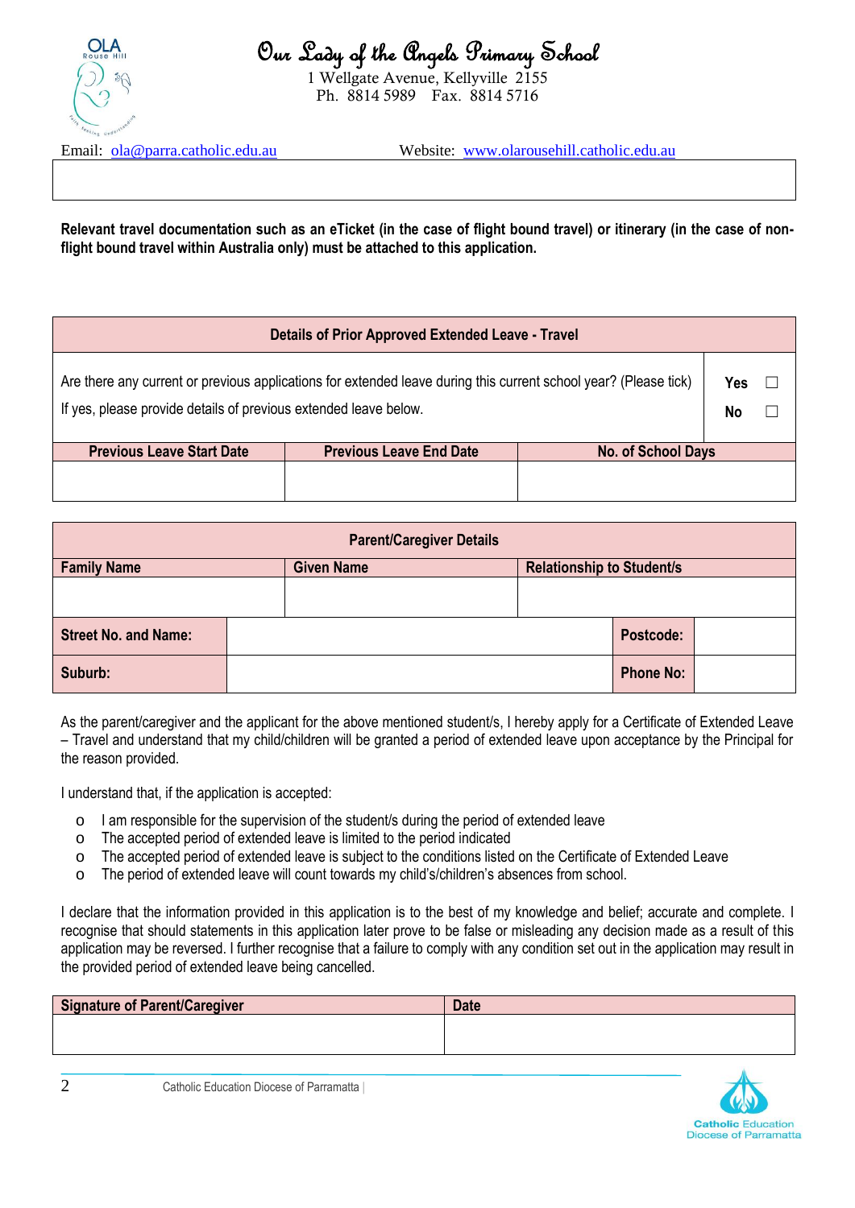# Our Lady of the Angels Primary School

1 Wellgate Avenue, Kellyville 2155
Ph. 8814 5989 Fax. 8814 5716

Email: ola@parra.catholic.edu.au Website: www.olarousehill.catholic.edu.au

**Relevant travel documentation such as an eTicket (in the case of flight bound travel) or itinerary (in the case of non-flight bound travel within Australia only) must be attached to this application.**

| **Details of Prior Approved Extended Leave - Travel** | | |
|---|---|---|
| Are there any current or previous applications for extended leave during this current school year? (Please tick)<br>If yes, please provide details of previous extended leave below. | | **Yes** ☐<br>**No** ☐ |
| **Previous Leave Start Date** | **Previous Leave End Date** | **No. of School Days** |
| | | |

| **Parent/Caregiver Details** | | | |
|---|---|---|---|
| **Family Name** | **Given Name** | **Relationship to Student/s** | |
| | | | |
| **Street No. and Name:** | | **Postcode:** | |
| **Suburb:** | | **Phone No:** | |

As the parent/caregiver and the applicant for the above mentioned student/s, I hereby apply for a Certificate of Extended Leave – Travel and understand that my child/children will be granted a period of extended leave upon acceptance by the Principal for the reason provided.

I understand that, if the application is accepted:

- I am responsible for the supervision of the student/s during the period of extended leave
- The accepted period of extended leave is limited to the period indicated
- The accepted period of extended leave is subject to the conditions listed on the Certificate of Extended Leave
- The period of extended leave will count towards my child's/children's absences from school.

I declare that the information provided in this application is to the best of my knowledge and belief; accurate and complete. I recognise that should statements in this application later prove to be false or misleading any decision made as a result of this application may be reversed. I further recognise that a failure to comply with any condition set out in the application may result in the provided period of extended leave being cancelled.

| **Signature of Parent/Caregiver** | **Date** |
|---|---|
| | |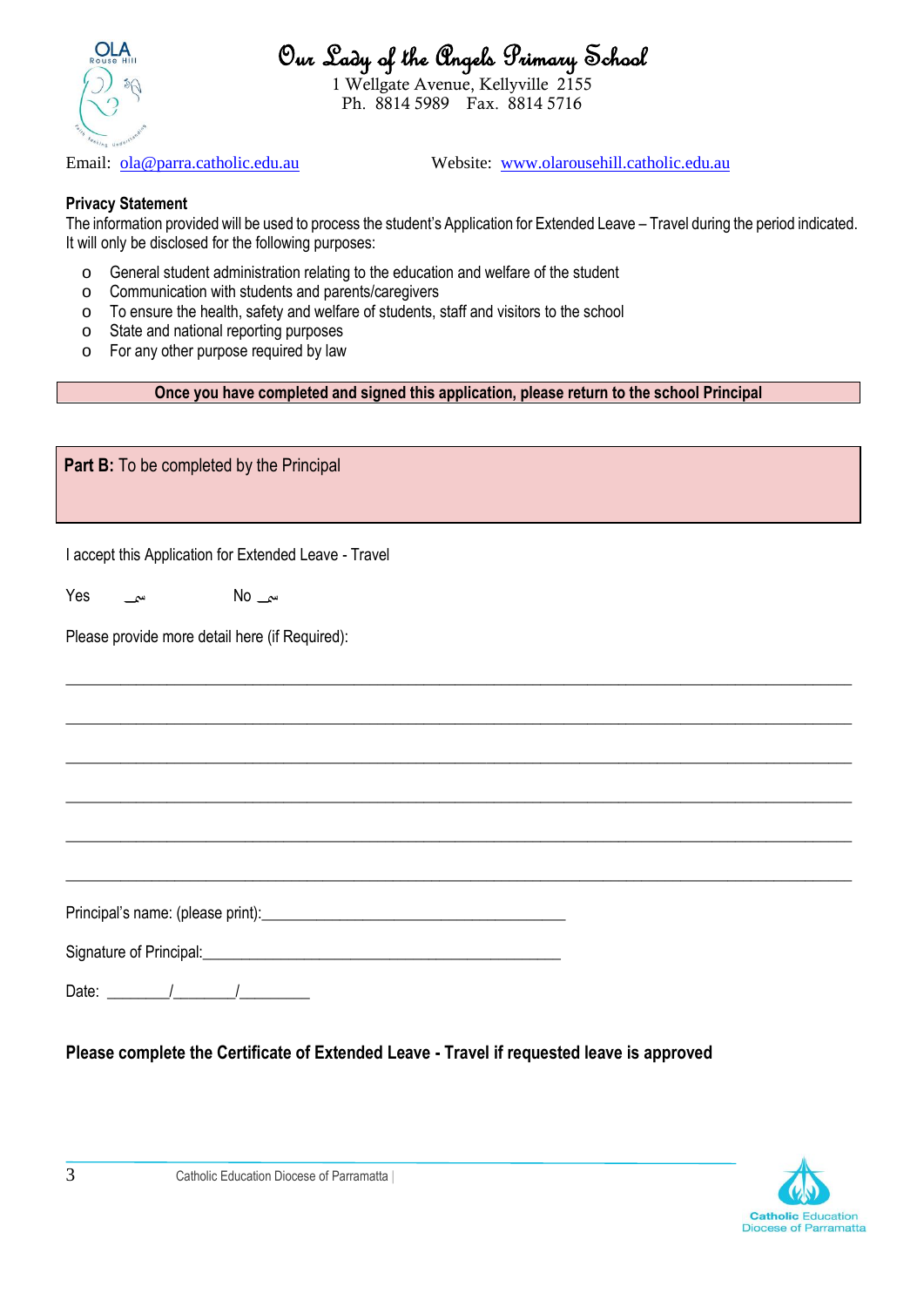# Our Lady of the Angels Primary School

1 Wellgate Avenue, Kellyville 2155
Ph. 8814 5989 Fax. 8814 5716

Email: ola@parra.catholic.edu.au Website: www.olarousehill.catholic.edu.au

**Privacy Statement**

The information provided will be used to process the student's Application for Extended Leave – Travel during the period indicated. It will only be disclosed for the following purposes:

- General student administration relating to the education and welfare of the student
- Communication with students and parents/caregivers
- To ensure the health, safety and welfare of students, staff and visitors to the school
- State and national reporting purposes
- For any other purpose required by law

**Once you have completed and signed this application, please return to the school Principal**

**Part B:** To be completed by the Principal

I accept this Application for Extended Leave - Travel

Yes ☐ No ☐

Please provide more detail here (if Required):

______________________________________________________________________________

______________________________________________________________________________

______________________________________________________________________________

______________________________________________________________________________

______________________________________________________________________________

______________________________________________________________________________

Principal's name: (please print):_____________________________________

Signature of Principal:___________________________________________

Date: ________/_______/_________

**Please complete the Certificate of Extended Leave - Travel if requested leave is approved**